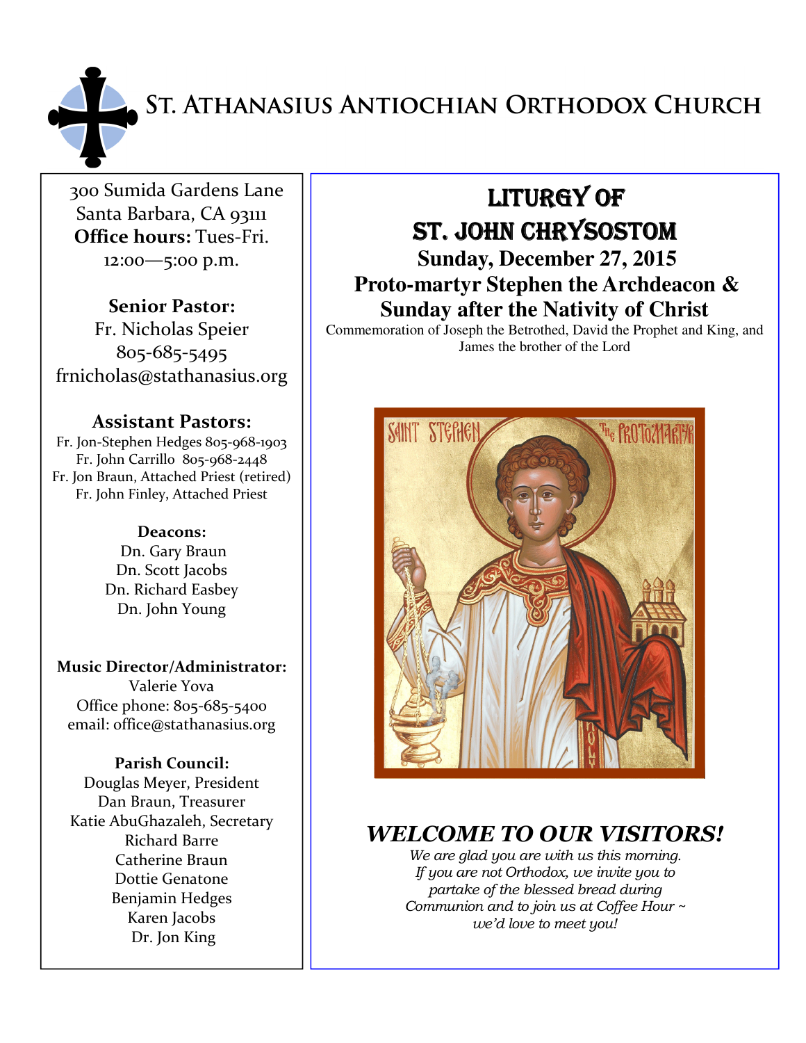# St. Athanasius Antiochian Orthodox Church

300 Sumida Gardens Lane
Santa Barbara, CA 93111
**Office hours:** Tues-Fri. 12:00—5:00 p.m.

**Senior Pastor:**
Fr. Nicholas Speier
805-685-5495
frnicholas@stathanasius.org

**Assistant Pastors:**
Fr. Jon-Stephen Hedges 805-968-1903
Fr. John Carrillo 805-968-2448
Fr. Jon Braun, Attached Priest (retired)
Fr. John Finley, Attached Priest

**Deacons:**
Dn. Gary Braun
Dn. Scott Jacobs
Dn. Richard Easbey
Dn. John Young

**Music Director/Administrator:**
Valerie Yova
Office phone: 805-685-5400
email: office@stathanasius.org

**Parish Council:**
Douglas Meyer, President
Dan Braun, Treasurer
Katie AbuGhazaleh, Secretary
Richard Barre
Catherine Braun
Dottie Genatone
Benjamin Hedges
Karen Jacobs
Dr. Jon King

## Liturgy of St. John Chrysostom

### Sunday, December 27, 2015
### Proto-martyr Stephen the Archdeacon & Sunday after the Nativity of Christ

Commemoration of Joseph the Betrothed, David the Prophet and King, and James the brother of the Lord

## *WELCOME TO OUR VISITORS!*

*We are glad you are with us this morning. If you are not Orthodox, we invite you to partake of the blessed bread during Communion and to join us at Coffee Hour ~ we'd love to meet you!*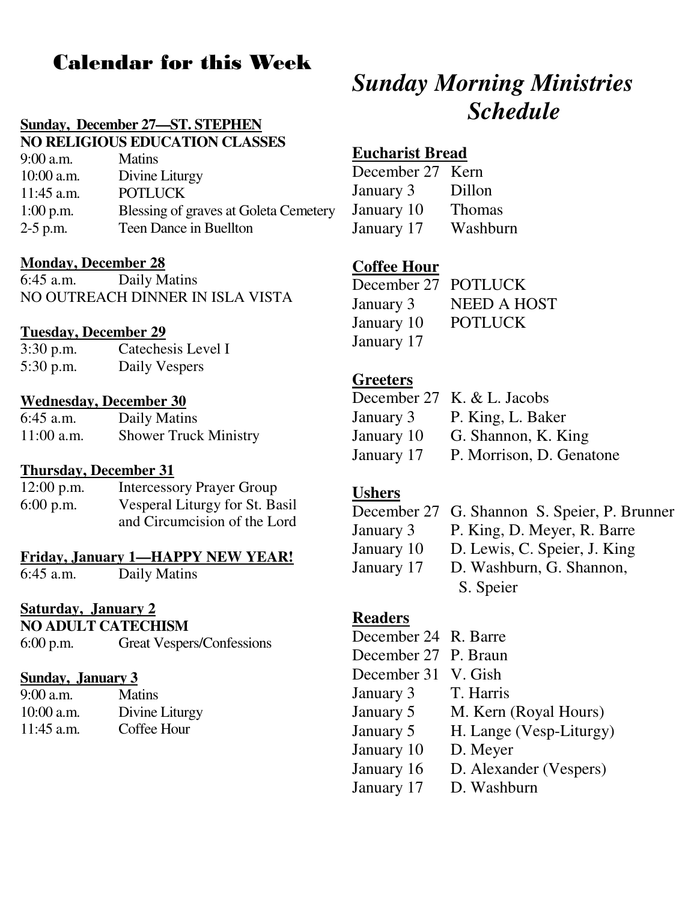## Calendar for this Week

**Sunday, December 27—ST. STEPHEN**
**NO RELIGIOUS EDUCATION CLASSES**

9:00 a.m. Matins
10:00 a.m. Divine Liturgy
11:45 a.m. POTLUCK
1:00 p.m. Blessing of graves at Goleta Cemetery
2-5 p.m. Teen Dance in Buellton

**Monday, December 28**

6:45 a.m. Daily Matins
NO OUTREACH DINNER IN ISLA VISTA

**Tuesday, December 29**

3:30 p.m. Catechesis Level I
5:30 p.m. Daily Vespers

**Wednesday, December 30**

6:45 a.m. Daily Matins
11:00 a.m. Shower Truck Ministry

**Thursday, December 31**

12:00 p.m. Intercessory Prayer Group
6:00 p.m. Vesperal Liturgy for St. Basil and Circumcision of the Lord

**Friday, January 1—HAPPY NEW YEAR!**

6:45 a.m. Daily Matins

**Saturday, January 2**
**NO ADULT CATECHISM**

6:00 p.m. Great Vespers/Confessions

**Sunday, January 3**

9:00 a.m. Matins
10:00 a.m. Divine Liturgy
11:45 a.m. Coffee Hour

# *Sunday Morning Ministries Schedule*

**Eucharist Bread**

December 27 Kern
January 3 Dillon
January 10 Thomas
January 17 Washburn

**Coffee Hour**

December 27 POTLUCK
January 3 NEED A HOST
January 10 POTLUCK
January 17

**Greeters**

December 27 K. & L. Jacobs
January 3 P. King, L. Baker
January 10 G. Shannon, K. King
January 17 P. Morrison, D. Genatone

**Ushers**

December 27 G. Shannon S. Speier, P. Brunner
January 3 P. King, D. Meyer, R. Barre
January 10 D. Lewis, C. Speier, J. King
January 17 D. Washburn, G. Shannon, S. Speier

**Readers**

December 24 R. Barre
December 27 P. Braun
December 31 V. Gish
January 3 T. Harris
January 5 M. Kern (Royal Hours)
January 5 H. Lange (Vesp-Liturgy)
January 10 D. Meyer
January 16 D. Alexander (Vespers)
January 17 D. Washburn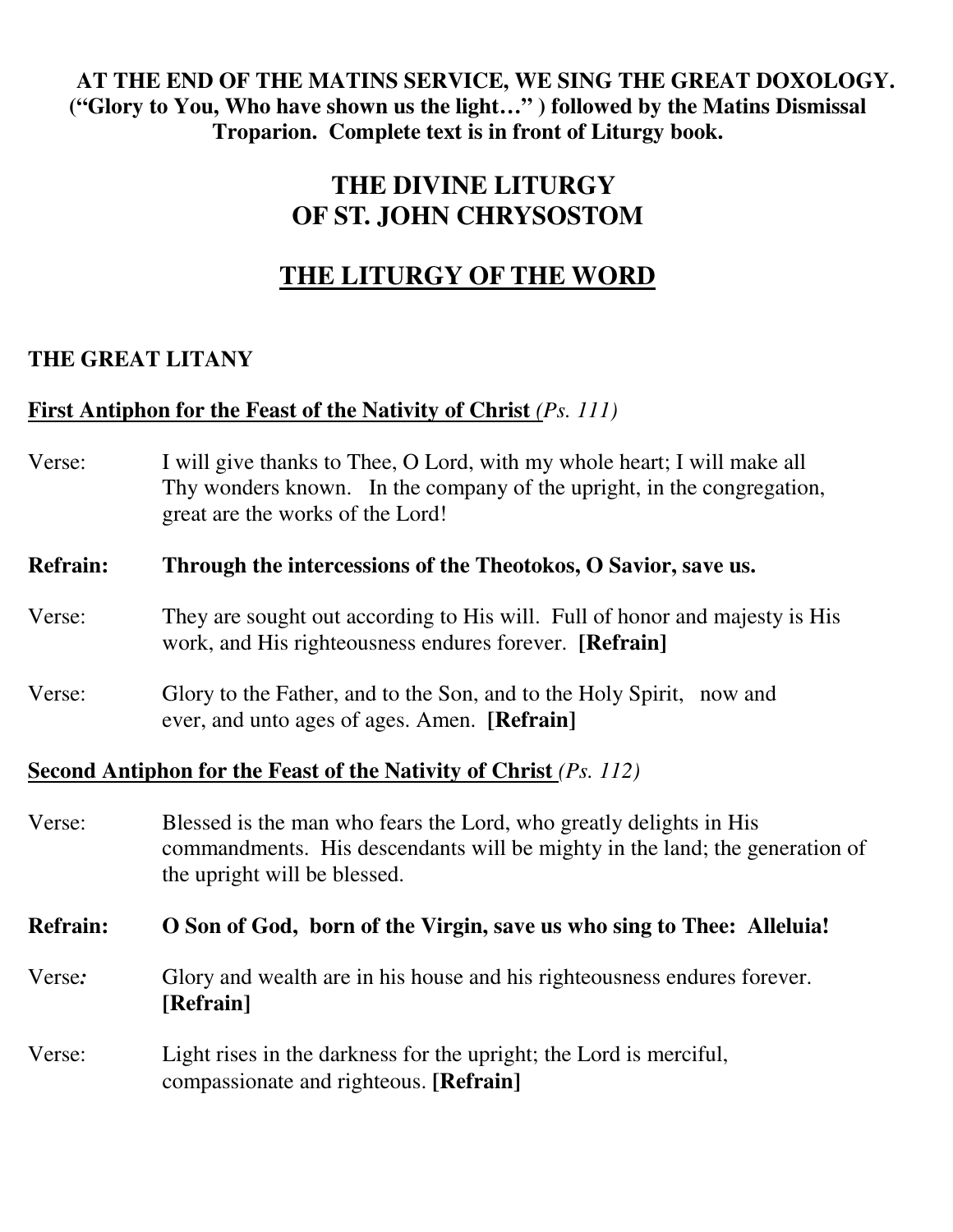**AT THE END OF THE MATINS SERVICE, WE SING THE GREAT DOXOLOGY. ("Glory to You, Who have shown us the light…" ) followed by the Matins Dismissal Troparion. Complete text is in front of Liturgy book.**

# THE DIVINE LITURGY OF ST. JOHN CHRYSOSTOM

# THE LITURGY OF THE WORD

### THE GREAT LITANY

**First Antiphon for the Feast of the Nativity of Christ** *(Ps. 111)*

Verse: I will give thanks to Thee, O Lord, with my whole heart; I will make all Thy wonders known. In the company of the upright, in the congregation, great are the works of the Lord!

**Refrain: Through the intercessions of the Theotokos, O Savior, save us.**

Verse: They are sought out according to His will. Full of honor and majesty is His work, and His righteousness endures forever. **[Refrain]**

Verse: Glory to the Father, and to the Son, and to the Holy Spirit, now and ever, and unto ages of ages. Amen. **[Refrain]**

**Second Antiphon for the Feast of the Nativity of Christ** *(Ps. 112)*

Verse: Blessed is the man who fears the Lord, who greatly delights in His commandments. His descendants will be mighty in the land; the generation of the upright will be blessed.

**Refrain: O Son of God, born of the Virgin, save us who sing to Thee: Alleluia!**

Verse: Glory and wealth are in his house and his righteousness endures forever. **[Refrain]**

Verse: Light rises in the darkness for the upright; the Lord is merciful, compassionate and righteous. **[Refrain]**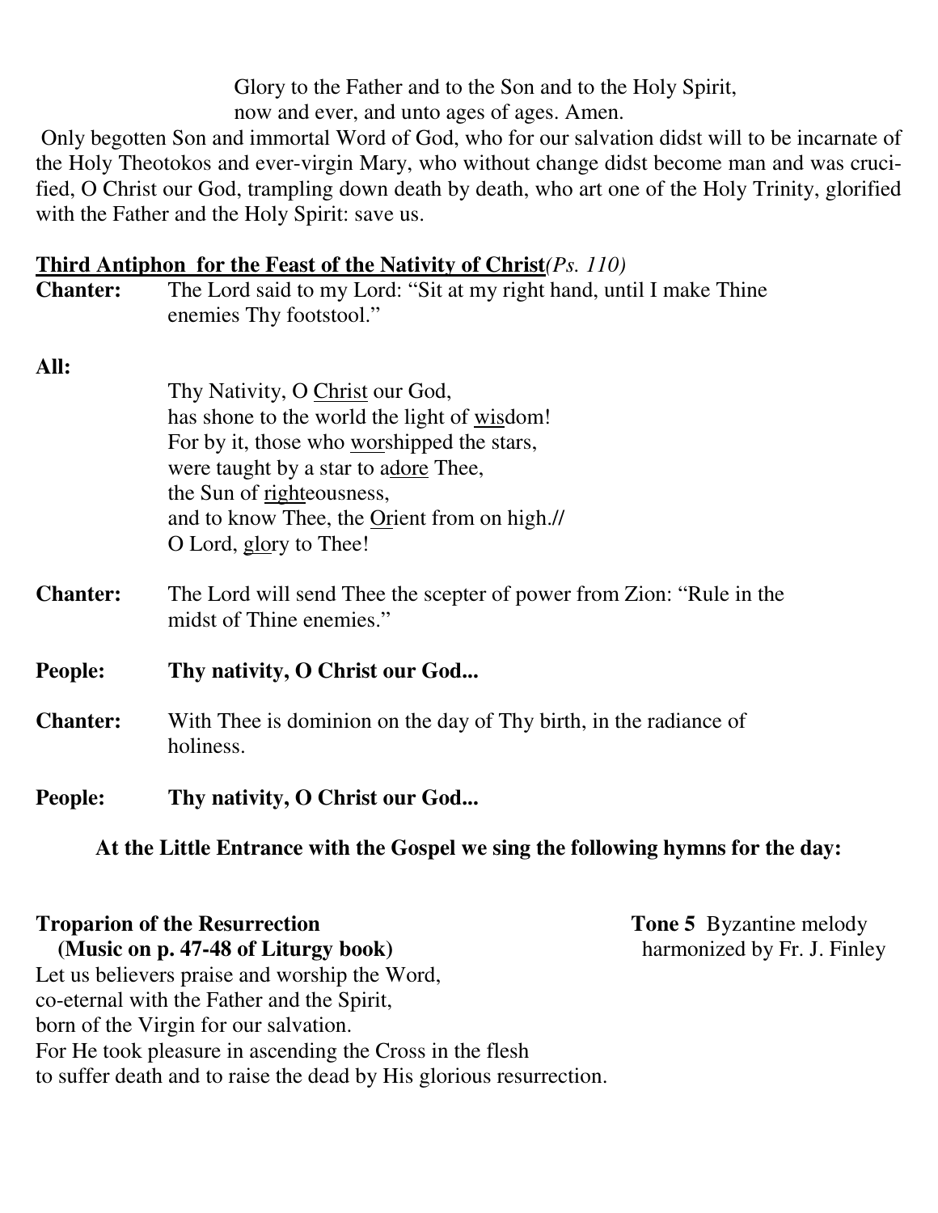Glory to the Father and to the Son and to the Holy Spirit,
now and ever, and unto ages of ages. Amen.

Only begotten Son and immortal Word of God, who for our salvation didst will to be incarnate of the Holy Theotokos and ever-virgin Mary, who without change didst become man and was crucified, O Christ our God, trampling down death by death, who art one of the Holy Trinity, glorified with the Father and the Holy Spirit: save us.

**Third Antiphon for the Feast of the Nativity of Christ** *(Ps. 110)*

**Chanter:** The Lord said to my Lord: "Sit at my right hand, until I make Thine enemies Thy footstool."

**All:**

Thy Nativity, O Christ our God,
has shone to the world the light of wisdom!
For by it, those who worshipped the stars,
were taught by a star to adore Thee,
the Sun of righteousness,
and to know Thee, the Orient from on high.//
O Lord, glory to Thee!

**Chanter:** The Lord will send Thee the scepter of power from Zion: "Rule in the midst of Thine enemies."

**People:** **Thy nativity, O Christ our God...**

**Chanter:** With Thee is dominion on the day of Thy birth, in the radiance of holiness.

**People:** **Thy nativity, O Christ our God...**

**At the Little Entrance with the Gospel we sing the following hymns for the day:**

**Troparion of the Resurrection** — **Tone 5** Byzantine melody harmonized by Fr. J. Finley
**(Music on p. 47-48 of Liturgy book)**

Let us believers praise and worship the Word,
co-eternal with the Father and the Spirit,
born of the Virgin for our salvation.
For He took pleasure in ascending the Cross in the flesh
to suffer death and to raise the dead by His glorious resurrection.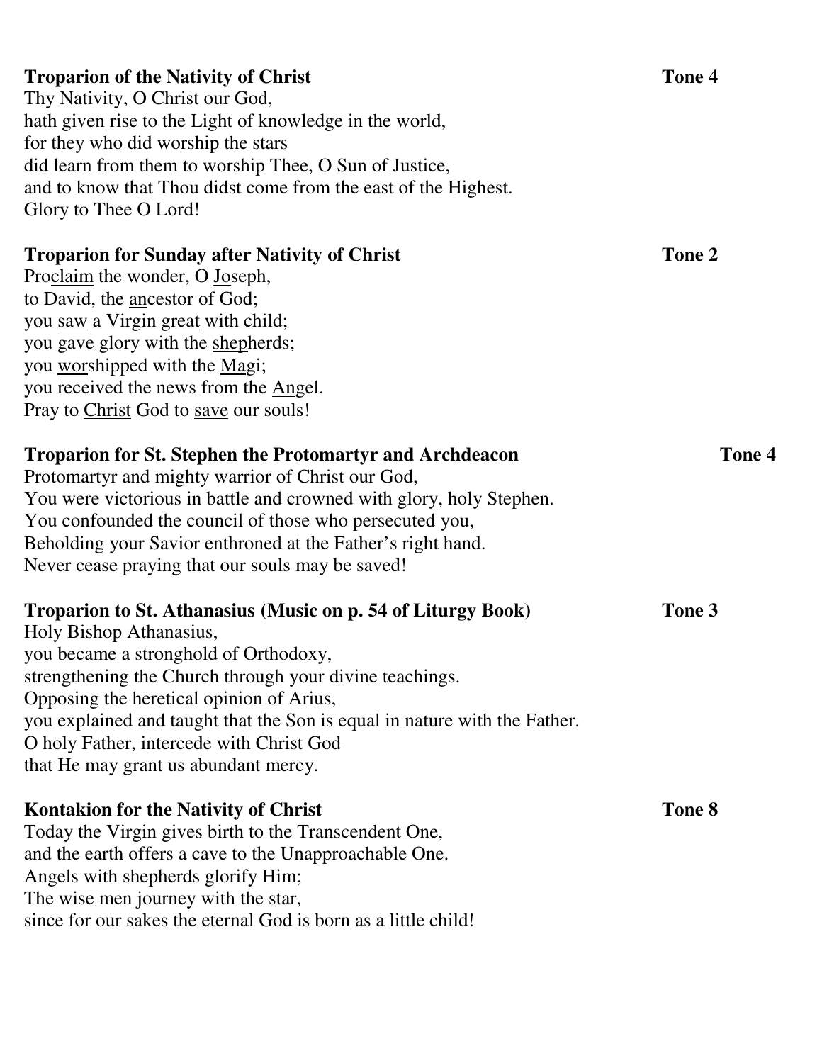**Troparion of the Nativity of Christ** **Tone 4**

Thy Nativity, O Christ our God,
hath given rise to the Light of knowledge in the world,
for they who did worship the stars
did learn from them to worship Thee, O Sun of Justice,
and to know that Thou didst come from the east of the Highest.
Glory to Thee O Lord!

**Troparion for Sunday after Nativity of Christ** **Tone 2**

Pro<u>claim</u> the wonder, O <u>Jo</u>seph,
to David, the <u>an</u>cestor of God;
you <u>saw</u> a Virgin <u>great</u> with child;
you gave glory with the <u>shep</u>herds;
you <u>wor</u>shipped with the <u>Ma</u>gi;
you received the news from the <u>An</u>gel.
Pray to <u>Christ</u> God to <u>save</u> our souls!

**Troparion for St. Stephen the Protomartyr and Archdeacon** **Tone 4**

Protomartyr and mighty warrior of Christ our God,
You were victorious in battle and crowned with glory, holy Stephen.
You confounded the council of those who persecuted you,
Beholding your Savior enthroned at the Father's right hand.
Never cease praying that our souls may be saved!

**Troparion to St. Athanasius (Music on p. 54 of Liturgy Book)** **Tone 3**

Holy Bishop Athanasius,
you became a stronghold of Orthodoxy,
strengthening the Church through your divine teachings.
Opposing the heretical opinion of Arius,
you explained and taught that the Son is equal in nature with the Father.
O holy Father, intercede with Christ God
that He may grant us abundant mercy.

**Kontakion for the Nativity of Christ** **Tone 8**

Today the Virgin gives birth to the Transcendent One,
and the earth offers a cave to the Unapproachable One.
Angels with shepherds glorify Him;
The wise men journey with the star,
since for our sakes the eternal God is born as a little child!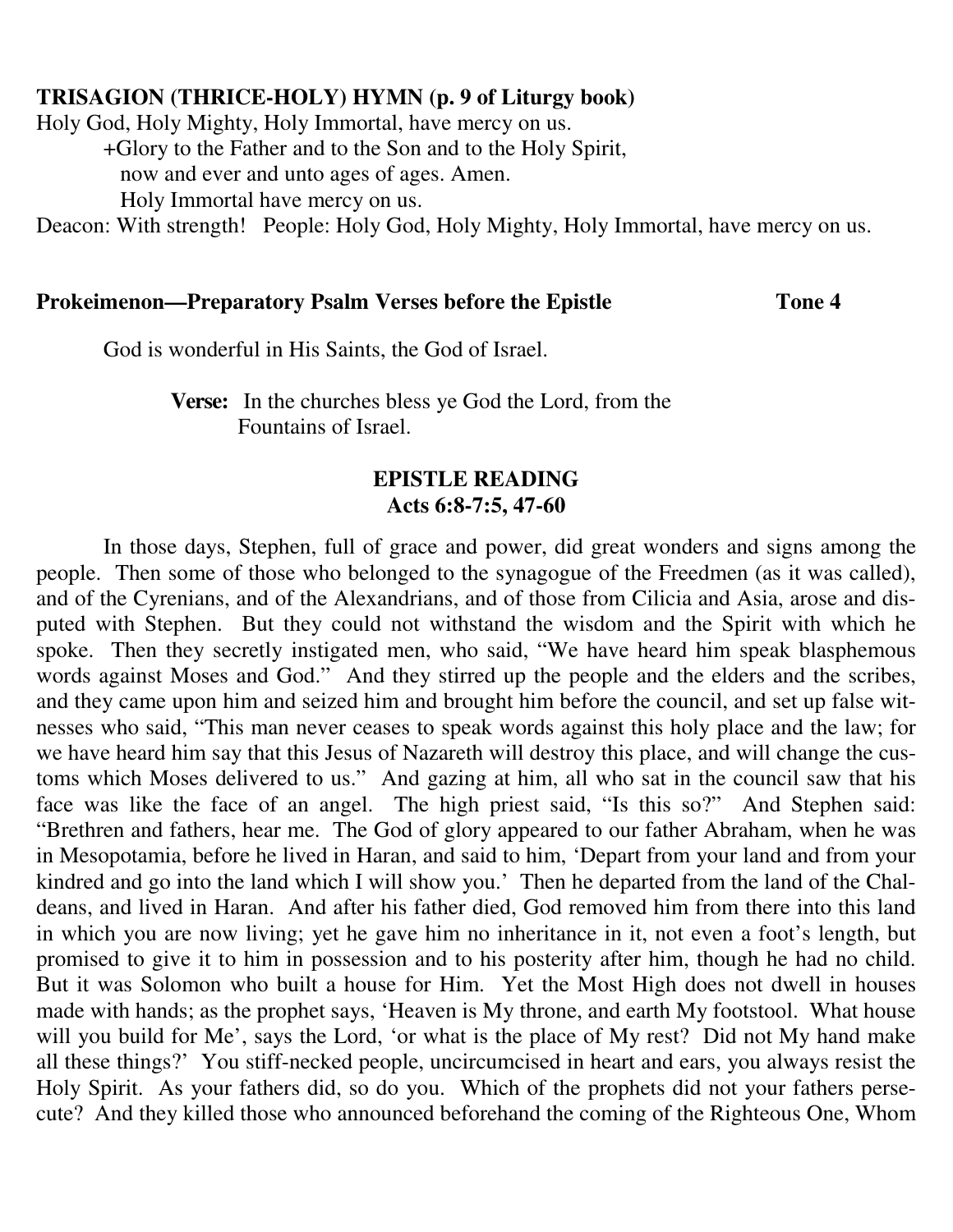**TRISAGION (THRICE-HOLY) HYMN (p. 9 of Liturgy book)**

Holy God, Holy Mighty, Holy Immortal, have mercy on us.

+Glory to the Father and to the Son and to the Holy Spirit,
now and ever and unto ages of ages. Amen.
Holy Immortal have mercy on us.

Deacon: With strength! People: Holy God, Holy Mighty, Holy Immortal, have mercy on us.

**Prokeimenon—Preparatory Psalm Verses before the Epistle** **Tone 4**

God is wonderful in His Saints, the God of Israel.

**Verse:** In the churches bless ye God the Lord, from the Fountains of Israel.

**EPISTLE READING**
**Acts 6:8-7:5, 47-60**

In those days, Stephen, full of grace and power, did great wonders and signs among the people. Then some of those who belonged to the synagogue of the Freedmen (as it was called), and of the Cyrenians, and of the Alexandrians, and of those from Cilicia and Asia, arose and disputed with Stephen. But they could not withstand the wisdom and the Spirit with which he spoke. Then they secretly instigated men, who said, "We have heard him speak blasphemous words against Moses and God." And they stirred up the people and the elders and the scribes, and they came upon him and seized him and brought him before the council, and set up false witnesses who said, "This man never ceases to speak words against this holy place and the law; for we have heard him say that this Jesus of Nazareth will destroy this place, and will change the customs which Moses delivered to us." And gazing at him, all who sat in the council saw that his face was like the face of an angel. The high priest said, "Is this so?" And Stephen said: "Brethren and fathers, hear me. The God of glory appeared to our father Abraham, when he was in Mesopotamia, before he lived in Haran, and said to him, 'Depart from your land and from your kindred and go into the land which I will show you.' Then he departed from the land of the Chaldeans, and lived in Haran. And after his father died, God removed him from there into this land in which you are now living; yet he gave him no inheritance in it, not even a foot's length, but promised to give it to him in possession and to his posterity after him, though he had no child. But it was Solomon who built a house for Him. Yet the Most High does not dwell in houses made with hands; as the prophet says, 'Heaven is My throne, and earth My footstool. What house will you build for Me', says the Lord, 'or what is the place of My rest? Did not My hand make all these things?' You stiff-necked people, uncircumcised in heart and ears, you always resist the Holy Spirit. As your fathers did, so do you. Which of the prophets did not your fathers persecute? And they killed those who announced beforehand the coming of the Righteous One, Whom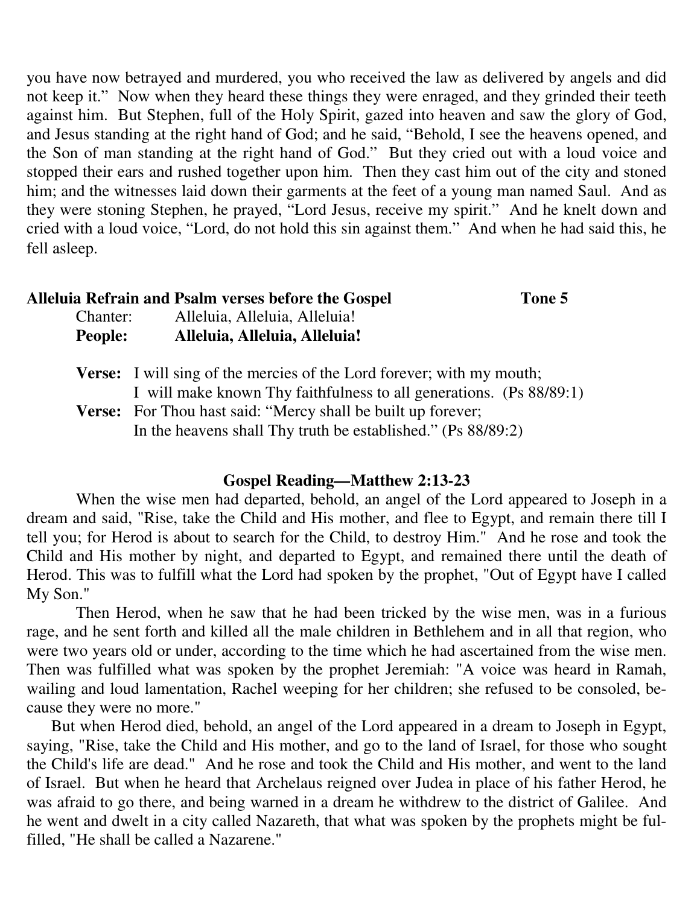you have now betrayed and murdered, you who received the law as delivered by angels and did not keep it." Now when they heard these things they were enraged, and they grinded their teeth against him. But Stephen, full of the Holy Spirit, gazed into heaven and saw the glory of God, and Jesus standing at the right hand of God; and he said, "Behold, I see the heavens opened, and the Son of man standing at the right hand of God." But they cried out with a loud voice and stopped their ears and rushed together upon him. Then they cast him out of the city and stoned him; and the witnesses laid down their garments at the feet of a young man named Saul. And as they were stoning Stephen, he prayed, "Lord Jesus, receive my spirit." And he knelt down and cried with a loud voice, "Lord, do not hold this sin against them." And when he had said this, he fell asleep.

**Alleluia Refrain and Psalm verses before the Gospel Tone 5**

Chanter: Alleluia, Alleluia, Alleluia!

**People: Alleluia, Alleluia, Alleluia!**

**Verse:** I will sing of the mercies of the Lord forever; with my mouth;
I will make known Thy faithfulness to all generations. (Ps 88/89:1)

**Verse:** For Thou hast said: "Mercy shall be built up forever;
In the heavens shall Thy truth be established." (Ps 88/89:2)

## Gospel Reading—Matthew 2:13-23

When the wise men had departed, behold, an angel of the Lord appeared to Joseph in a dream and said, "Rise, take the Child and His mother, and flee to Egypt, and remain there till I tell you; for Herod is about to search for the Child, to destroy Him." And he rose and took the Child and His mother by night, and departed to Egypt, and remained there until the death of Herod. This was to fulfill what the Lord had spoken by the prophet, "Out of Egypt have I called My Son."

Then Herod, when he saw that he had been tricked by the wise men, was in a furious rage, and he sent forth and killed all the male children in Bethlehem and in all that region, who were two years old or under, according to the time which he had ascertained from the wise men. Then was fulfilled what was spoken by the prophet Jeremiah: "A voice was heard in Ramah, wailing and loud lamentation, Rachel weeping for her children; she refused to be consoled, because they were no more."

But when Herod died, behold, an angel of the Lord appeared in a dream to Joseph in Egypt, saying, "Rise, take the Child and His mother, and go to the land of Israel, for those who sought the Child's life are dead." And he rose and took the Child and His mother, and went to the land of Israel. But when he heard that Archelaus reigned over Judea in place of his father Herod, he was afraid to go there, and being warned in a dream he withdrew to the district of Galilee. And he went and dwelt in a city called Nazareth, that what was spoken by the prophets might be fulfilled, "He shall be called a Nazarene."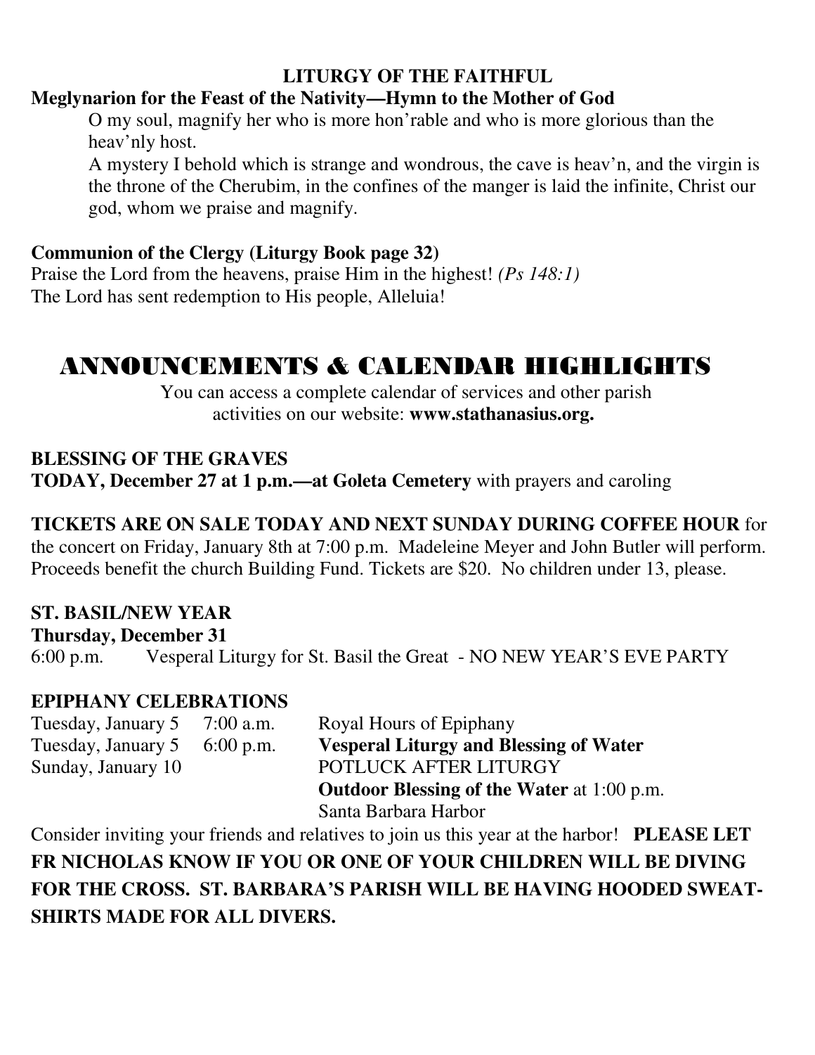**LITURGY OF THE FAITHFUL**

**Meglynarion for the Feast of the Nativity—Hymn to the Mother of God**

O my soul, magnify her who is more hon'rable and who is more glorious than the heav'nly host.

A mystery I behold which is strange and wondrous, the cave is heav'n, and the virgin is the throne of the Cherubim, in the confines of the manger is laid the infinite, Christ our god, whom we praise and magnify.

**Communion of the Clergy (Liturgy Book page 32)**

Praise the Lord from the heavens, praise Him in the highest! *(Ps 148:1)*
The Lord has sent redemption to His people, Alleluia!

# ANNOUNCEMENTS & CALENDAR HIGHLIGHTS

You can access a complete calendar of services and other parish activities on our website: **www.stathanasius.org.**

**BLESSING OF THE GRAVES**
**TODAY, December 27 at 1 p.m.—at Goleta Cemetery** with prayers and caroling

**TICKETS ARE ON SALE TODAY AND NEXT SUNDAY DURING COFFEE HOUR** for the concert on Friday, January 8th at 7:00 p.m. Madeleine Meyer and John Butler will perform. Proceeds benefit the church Building Fund. Tickets are $20. No children under 13, please.

**ST. BASIL/NEW YEAR**
**Thursday, December 31**
6:00 p.m. Vesperal Liturgy for St. Basil the Great - NO NEW YEAR'S EVE PARTY

**EPIPHANY CELEBRATIONS**

| | | |
|---|---|---|
| Tuesday, January 5 | 7:00 a.m. | Royal Hours of Epiphany |
| Tuesday, January 5 | 6:00 p.m. | **Vesperal Liturgy and Blessing of Water** |
| Sunday, January 10 | | POTLUCK AFTER LITURGY |
| | | **Outdoor Blessing of the Water** at 1:00 p.m. |
| | | Santa Barbara Harbor |

Consider inviting your friends and relatives to join us this year at the harbor! **PLEASE LET FR NICHOLAS KNOW IF YOU OR ONE OF YOUR CHILDREN WILL BE DIVING FOR THE CROSS. ST. BARBARA'S PARISH WILL BE HAVING HOODED SWEAT-SHIRTS MADE FOR ALL DIVERS.**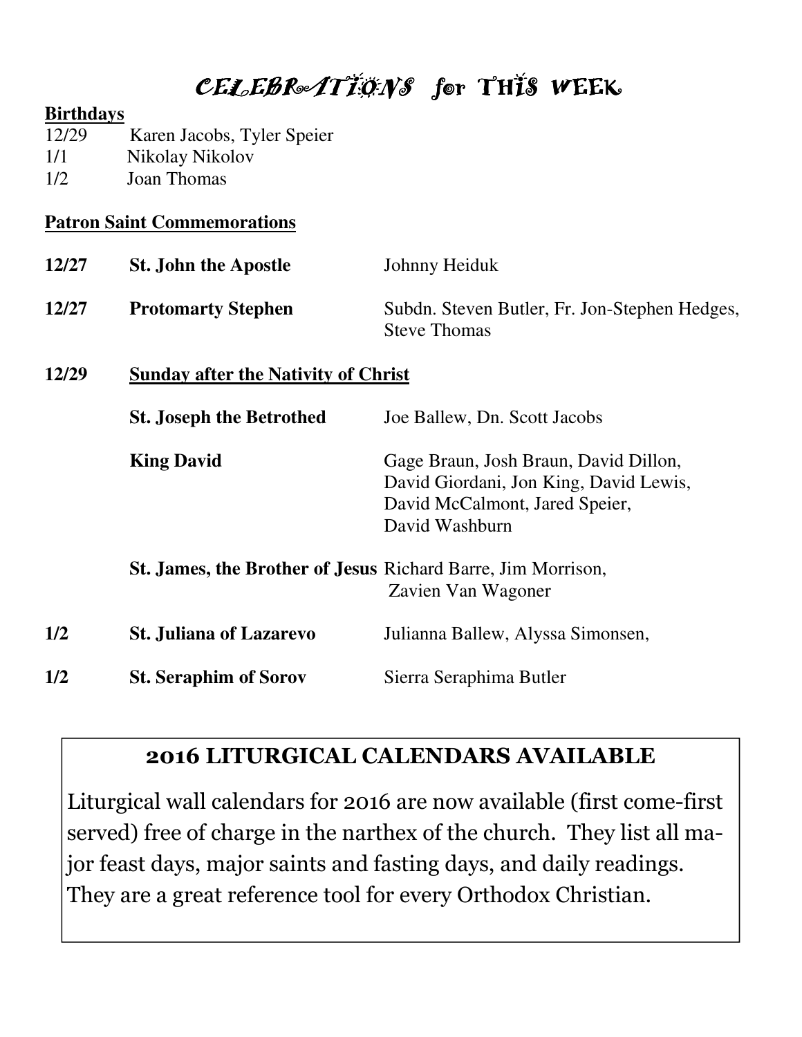# CELEBRATIONS for THIS WEEK

**Birthdays**

12/29 Karen Jacobs, Tyler Speier
1/1 Nikolay Nikolov
1/2 Joan Thomas

**Patron Saint Commemorations**

| | | |
|---|---|---|
| **12/27** | **St. John the Apostle** | Johnny Heiduk |
| **12/27** | **Protomarty Stephen** | Subdn. Steven Butler, Fr. Jon-Stephen Hedges, Steve Thomas |
| **12/29** | **Sunday after the Nativity of Christ** | |
| | **St. Joseph the Betrothed** | Joe Ballew, Dn. Scott Jacobs |
| | **King David** | Gage Braun, Josh Braun, David Dillon, David Giordani, Jon King, David Lewis, David McCalmont, Jared Speier, David Washburn |
| | **St. James, the Brother of Jesus** | Richard Barre, Jim Morrison, Zavien Van Wagoner |
| **1/2** | **St. Juliana of Lazarevo** | Julianna Ballew, Alyssa Simonsen, |
| **1/2** | **St. Seraphim of Sorov** | Sierra Seraphima Butler |

## 2016 LITURGICAL CALENDARS AVAILABLE

Liturgical wall calendars for 2016 are now available (first come-first served) free of charge in the narthex of the church. They list all major feast days, major saints and fasting days, and daily readings. They are a great reference tool for every Orthodox Christian.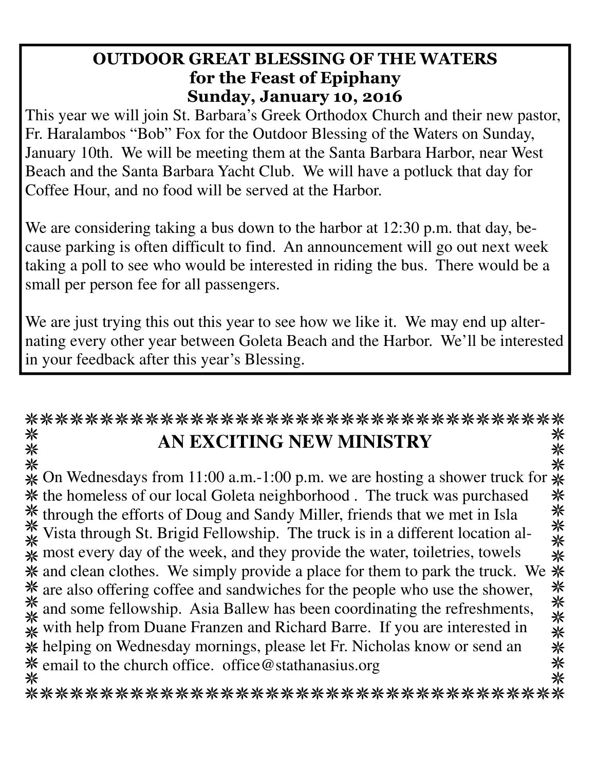## OUTDOOR GREAT BLESSING OF THE WATERS
## for the Feast of Epiphany
## Sunday, January 10, 2016

This year we will join St. Barbara's Greek Orthodox Church and their new pastor, Fr. Haralambos "Bob" Fox for the Outdoor Blessing of the Waters on Sunday, January 10th. We will be meeting them at the Santa Barbara Harbor, near West Beach and the Santa Barbara Yacht Club. We will have a potluck that day for Coffee Hour, and no food will be served at the Harbor.

We are considering taking a bus down to the harbor at 12:30 p.m. that day, because parking is often difficult to find. An announcement will go out next week taking a poll to see who would be interested in riding the bus. There would be a small per person fee for all passengers.

We are just trying this out this year to see how we like it. We may end up alternating every other year between Goleta Beach and the Harbor. We'll be interested in your feedback after this year's Blessing.

## AN EXCITING NEW MINISTRY

On Wednesdays from 11:00 a.m.-1:00 p.m. we are hosting a shower truck for the homeless of our local Goleta neighborhood . The truck was purchased through the efforts of Doug and Sandy Miller, friends that we met in Isla Vista through St. Brigid Fellowship. The truck is in a different location almost every day of the week, and they provide the water, toiletries, towels and clean clothes. We simply provide a place for them to park the truck. We are also offering coffee and sandwiches for the people who use the shower, and some fellowship. Asia Ballew has been coordinating the refreshments, with help from Duane Franzen and Richard Barre. If you are interested in helping on Wednesday mornings, please let Fr. Nicholas know or send an email to the church office. office@stathanasius.org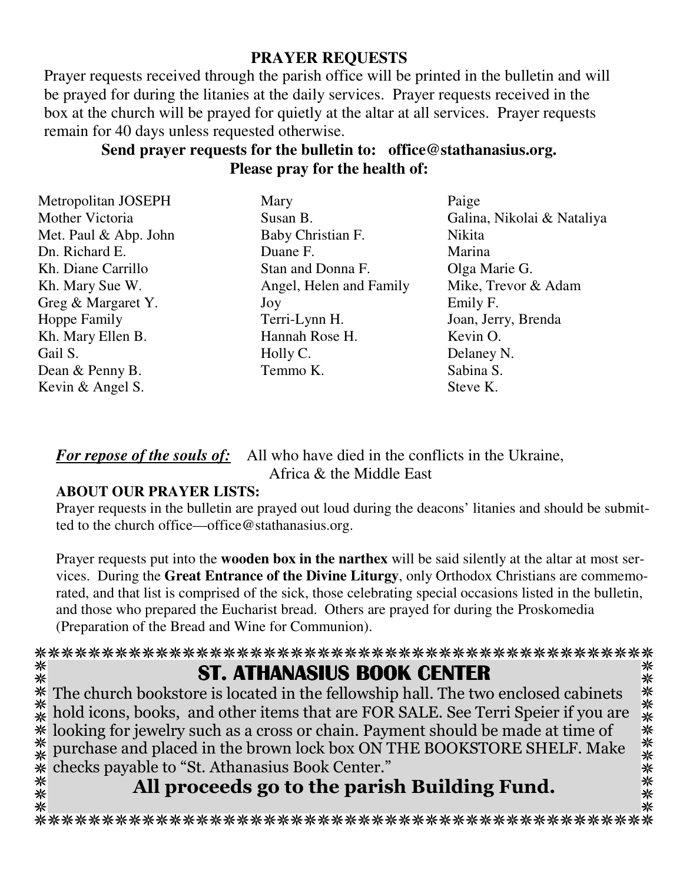## PRAYER REQUESTS

Prayer requests received through the parish office will be printed in the bulletin and will be prayed for during the litanies at the daily services. Prayer requests received in the box at the church will be prayed for quietly at the altar at all services. Prayer requests remain for 40 days unless requested otherwise.

**Send prayer requests for the bulletin to: office@stathanasius.org.**

**Please pray for the health of:**

Metropolitan JOSEPH
Mother Victoria
Met. Paul & Abp. John
Dn. Richard E.
Kh. Diane Carrillo
Kh. Mary Sue W.
Greg & Margaret Y.
Hoppe Family
Kh. Mary Ellen B.
Gail S.
Dean & Penny B.
Kevin & Angel S.
Mary
Susan B.
Baby Christian F.
Duane F.
Stan and Donna F.
Angel, Helen and Family
Joy
Terri-Lynn H.
Hannah Rose H.
Holly C.
Temmo K.
Paige
Galina, Nikolai & Nataliya
Nikita
Marina
Olga Marie G.
Mike, Trevor & Adam
Emily F.
Joan, Jerry, Brenda
Kevin O.
Delaney N.
Sabina S.
Steve K.

***<u>For repose of the souls of:</u>*** All who have died in the conflicts in the Ukraine, Africa & the Middle East

**ABOUT OUR PRAYER LISTS:**

Prayer requests in the bulletin are prayed out loud during the deacons' litanies and should be submitted to the church office—office@stathanasius.org.

Prayer requests put into the **wooden box in the narthex** will be said silently at the altar at most services. During the **Great Entrance of the Divine Liturgy**, only Orthodox Christians are commemorated, and that list is comprised of the sick, those celebrating special occasions listed in the bulletin, and those who prepared the Eucharist bread. Others are prayed for during the Proskomedia (Preparation of the Bread and Wine for Communion).

## ST. ATHANASIUS BOOK CENTER

The church bookstore is located in the fellowship hall. The two enclosed cabinets hold icons, books, and other items that are FOR SALE. See Terri Speier if you are looking for jewelry such as a cross or chain. Payment should be made at time of purchase and placed in the brown lock box ON THE BOOKSTORE SHELF. Make checks payable to "St. Athanasius Book Center."

**All proceeds go to the parish Building Fund.**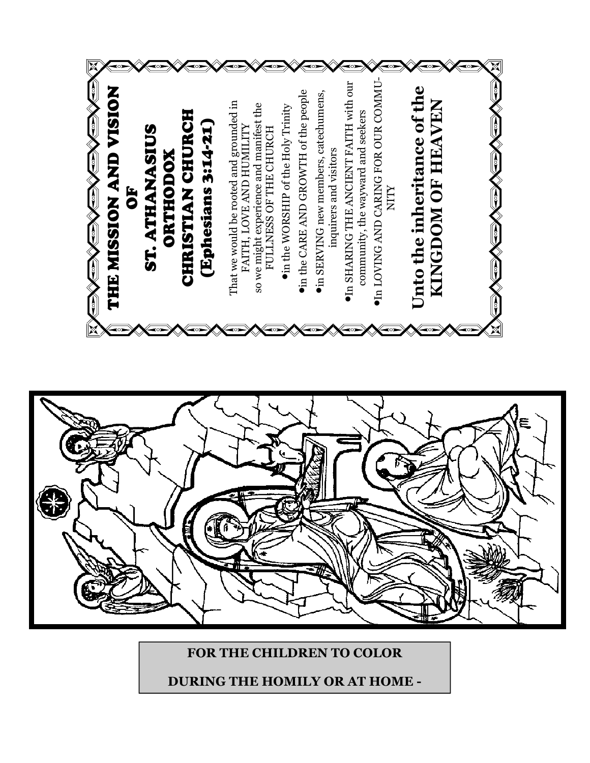# THE MISSION AND VISION OF ST. ATHANASIUS ORTHODOX CHRISTIAN CHURCH (Ephesians 3:14-21)

That we would be rooted and grounded in FAITH, LOVE AND HUMILITY so we might experience and manifest the FULLNESS OF THE CHURCH

- in the WORSHIP of the Holy Trinity
- in the CARE AND GROWTH of the people
- in SERVING new members, catechumens, inquirers and visitors
- In SHARING THE ANCIENT FAITH with our community, the wayward and seekers
- In LOVING AND CARING FOR OUR COMMUNITY

**Unto the inheritance of the KINGDOM OF HEAVEN**

**FOR THE CHILDREN TO COLOR**

**DURING THE HOMILY OR AT HOME -**